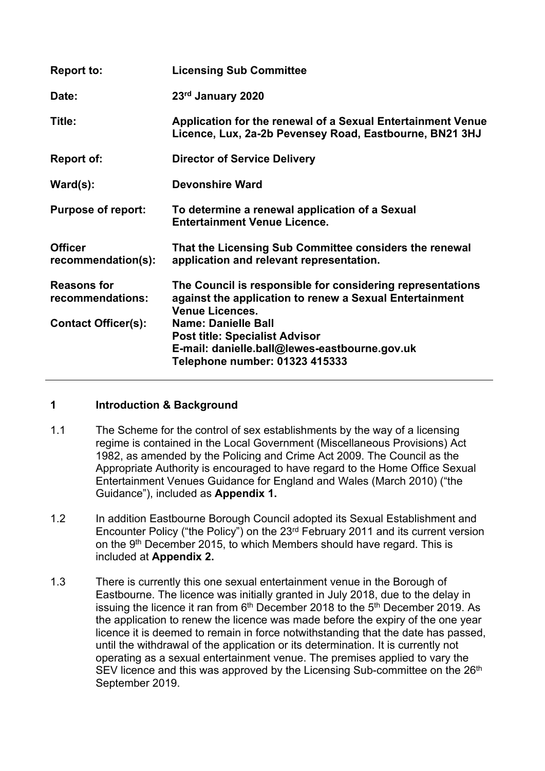| | |
|---|---|
| **Report to:** | **Licensing Sub Committee** |
| **Date:** | **23rd January 2020** |
| **Title:** | **Application for the renewal of a Sexual Entertainment Venue Licence, Lux, 2a-2b Pevensey Road, Eastbourne, BN21 3HJ** |
| **Report of:** | **Director of Service Delivery** |
| **Ward(s):** | **Devonshire Ward** |
| **Purpose of report:** | **To determine a renewal application of a Sexual Entertainment Venue Licence.** |
| **Officer recommendation(s):** | **That the Licensing Sub Committee considers the renewal application and relevant representation.** |
| **Reasons for recommendations:** | **The Council is responsible for considering representations against the application to renew a Sexual Entertainment Venue Licences.** |
| **Contact Officer(s):** | **Name: Danielle Ball**<br>**Post title: Specialist Advisor**<br>**E-mail: danielle.ball@lewes-eastbourne.gov.uk**<br>**Telephone number: 01323 415333** |

## 1 Introduction & Background

1.1 The Scheme for the control of sex establishments by the way of a licensing regime is contained in the Local Government (Miscellaneous Provisions) Act 1982, as amended by the Policing and Crime Act 2009. The Council as the Appropriate Authority is encouraged to have regard to the Home Office Sexual Entertainment Venues Guidance for England and Wales (March 2010) ("the Guidance"), included as **Appendix 1.**

1.2 In addition Eastbourne Borough Council adopted its Sexual Establishment and Encounter Policy ("the Policy") on the 23rd February 2011 and its current version on the 9th December 2015, to which Members should have regard. This is included at **Appendix 2.**

1.3 There is currently this one sexual entertainment venue in the Borough of Eastbourne. The licence was initially granted in July 2018, due to the delay in issuing the licence it ran from 6th December 2018 to the 5th December 2019. As the application to renew the licence was made before the expiry of the one year licence it is deemed to remain in force notwithstanding that the date has passed, until the withdrawal of the application or its determination. It is currently not operating as a sexual entertainment venue. The premises applied to vary the SEV licence and this was approved by the Licensing Sub-committee on the 26th September 2019.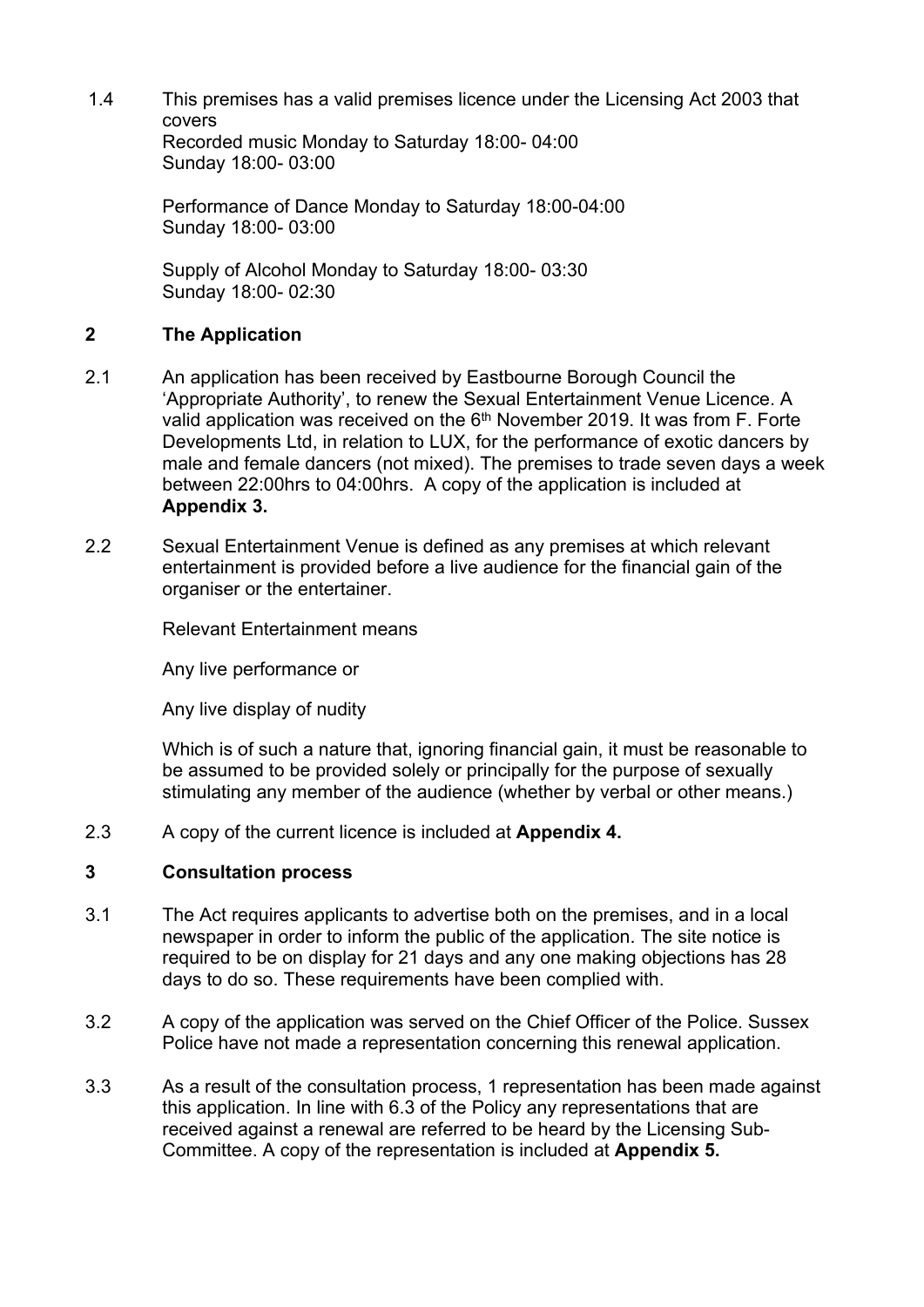1.4 This premises has a valid premises licence under the Licensing Act 2003 that covers
Recorded music Monday to Saturday 18:00- 04:00
Sunday 18:00- 03:00

Performance of Dance Monday to Saturday 18:00-04:00
Sunday 18:00- 03:00

Supply of Alcohol Monday to Saturday 18:00- 03:30
Sunday 18:00- 02:30

## 2 The Application

2.1 An application has been received by Eastbourne Borough Council the 'Appropriate Authority', to renew the Sexual Entertainment Venue Licence. A valid application was received on the 6th November 2019. It was from F. Forte Developments Ltd, in relation to LUX, for the performance of exotic dancers by male and female dancers (not mixed). The premises to trade seven days a week between 22:00hrs to 04:00hrs. A copy of the application is included at **Appendix 3.**

2.2 Sexual Entertainment Venue is defined as any premises at which relevant entertainment is provided before a live audience for the financial gain of the organiser or the entertainer.

Relevant Entertainment means

Any live performance or

Any live display of nudity

Which is of such a nature that, ignoring financial gain, it must be reasonable to be assumed to be provided solely or principally for the purpose of sexually stimulating any member of the audience (whether by verbal or other means.)

2.3 A copy of the current licence is included at **Appendix 4.**

## 3 Consultation process

3.1 The Act requires applicants to advertise both on the premises, and in a local newspaper in order to inform the public of the application. The site notice is required to be on display for 21 days and any one making objections has 28 days to do so. These requirements have been complied with.

3.2 A copy of the application was served on the Chief Officer of the Police. Sussex Police have not made a representation concerning this renewal application.

3.3 As a result of the consultation process, 1 representation has been made against this application. In line with 6.3 of the Policy any representations that are received against a renewal are referred to be heard by the Licensing Sub-Committee. A copy of the representation is included at **Appendix 5.**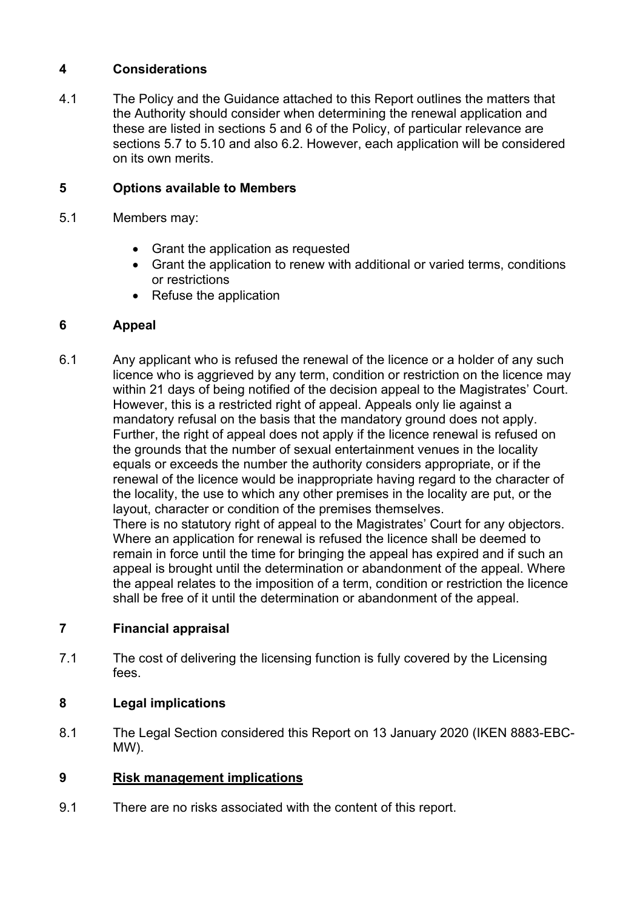## 4 Considerations

4.1 The Policy and the Guidance attached to this Report outlines the matters that the Authority should consider when determining the renewal application and these are listed in sections 5 and 6 of the Policy, of particular relevance are sections 5.7 to 5.10 and also 6.2. However, each application will be considered on its own merits.

## 5 Options available to Members

5.1 Members may:

- Grant the application as requested
- Grant the application to renew with additional or varied terms, conditions or restrictions
- Refuse the application

## 6 Appeal

6.1 Any applicant who is refused the renewal of the licence or a holder of any such licence who is aggrieved by any term, condition or restriction on the licence may within 21 days of being notified of the decision appeal to the Magistrates' Court. However, this is a restricted right of appeal. Appeals only lie against a mandatory refusal on the basis that the mandatory ground does not apply. Further, the right of appeal does not apply if the licence renewal is refused on the grounds that the number of sexual entertainment venues in the locality equals or exceeds the number the authority considers appropriate, or if the renewal of the licence would be inappropriate having regard to the character of the locality, the use to which any other premises in the locality are put, or the layout, character or condition of the premises themselves.
There is no statutory right of appeal to the Magistrates' Court for any objectors. Where an application for renewal is refused the licence shall be deemed to remain in force until the time for bringing the appeal has expired and if such an appeal is brought until the determination or abandonment of the appeal. Where the appeal relates to the imposition of a term, condition or restriction the licence shall be free of it until the determination or abandonment of the appeal.

## 7 Financial appraisal

7.1 The cost of delivering the licensing function is fully covered by the Licensing fees.

## 8 Legal implications

8.1 The Legal Section considered this Report on 13 January 2020 (IKEN 8883-EBC-MW).

## 9 Risk management implications

9.1 There are no risks associated with the content of this report.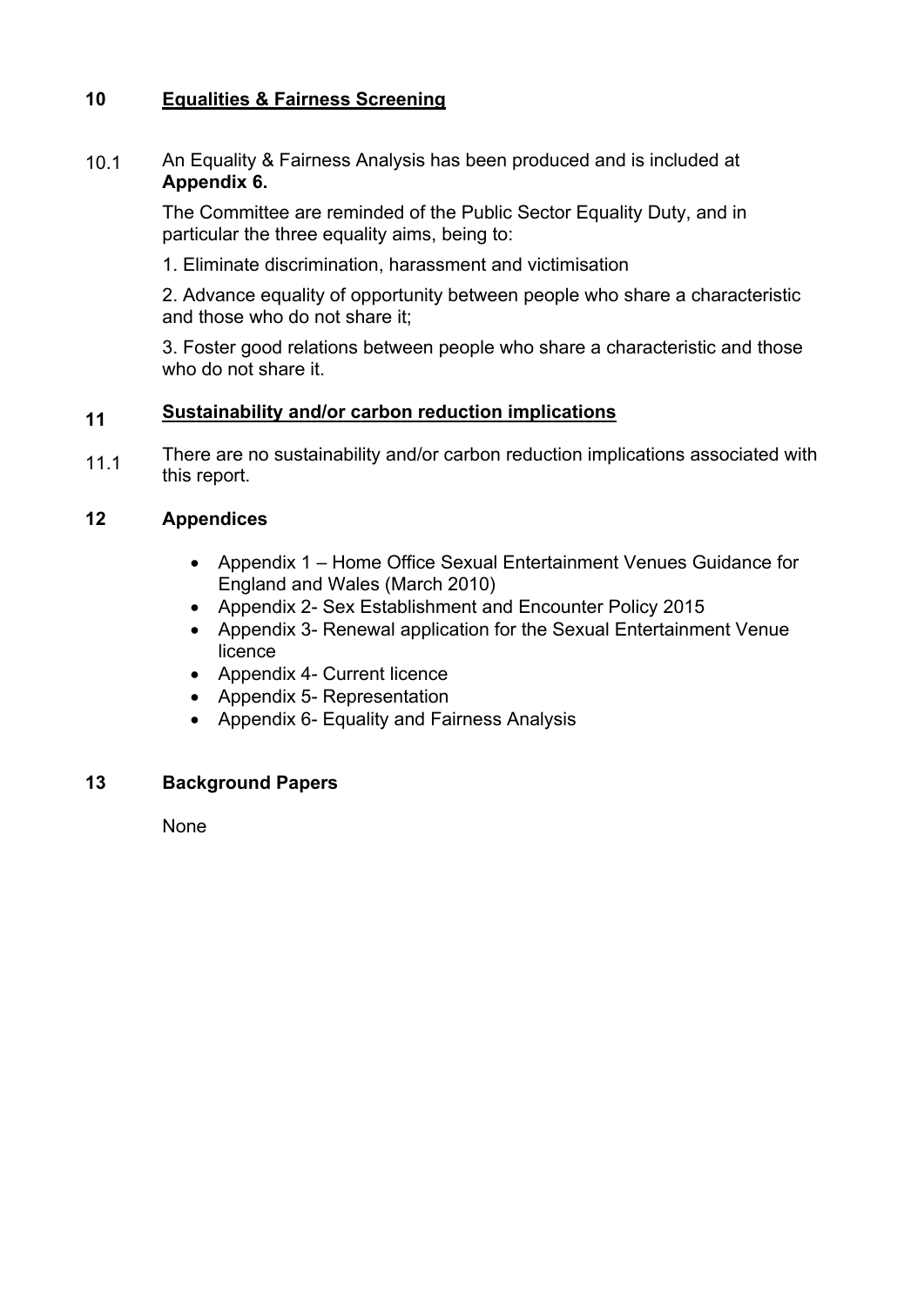## 10 Equalities & Fairness Screening

10.1 An Equality & Fairness Analysis has been produced and is included at **Appendix 6.**

The Committee are reminded of the Public Sector Equality Duty, and in particular the three equality aims, being to:

1. Eliminate discrimination, harassment and victimisation

2. Advance equality of opportunity between people who share a characteristic and those who do not share it;

3. Foster good relations between people who share a characteristic and those who do not share it.

## 11 Sustainability and/or carbon reduction implications

11.1 There are no sustainability and/or carbon reduction implications associated with this report.

## 12 Appendices

- Appendix 1 – Home Office Sexual Entertainment Venues Guidance for England and Wales (March 2010)
- Appendix 2- Sex Establishment and Encounter Policy 2015
- Appendix 3- Renewal application for the Sexual Entertainment Venue licence
- Appendix 4- Current licence
- Appendix 5- Representation
- Appendix 6- Equality and Fairness Analysis

## 13 Background Papers

None